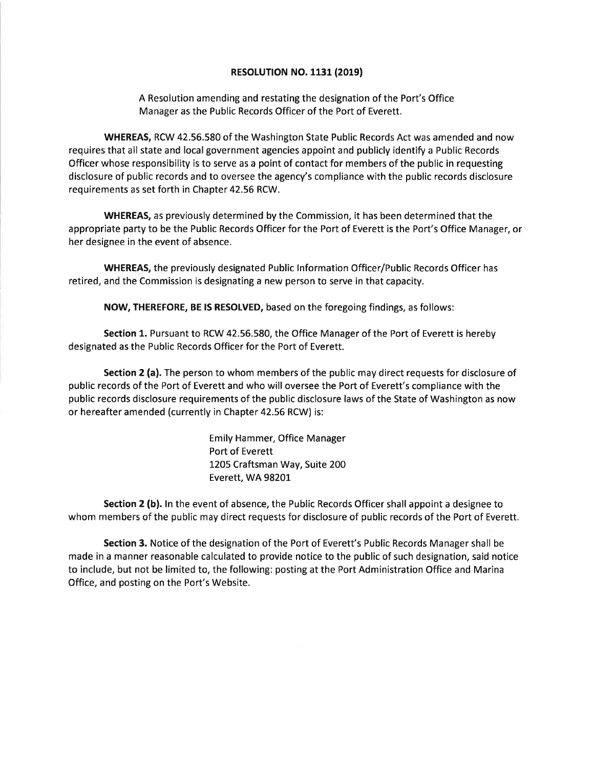# RESOLUTION NO. 1131 (2019)

A Resolution amending and restating the designation of the Port's Office Manager as the Public Records Officer of the Port of Everett.

**WHEREAS,** RCW 42.56.580 of the Washington State Public Records Act was amended and now requires that all state and local government agencies appoint and publicly identify a Public Records Officer whose responsibility is to serve as a point of contact for members of the public in requesting disclosure of public records and to oversee the agency's compliance with the public records disclosure requirements as set forth in Chapter 42.56 RCW.

**WHEREAS,** as previously determined by the Commission, it has been determined that the appropriate party to be the Public Records Officer for the Port of Everett is the Port's Office Manager, or her designee in the event of absence.

**WHEREAS,** the previously designated Public Information Officer/Public Records Officer has retired, and the Commission is designating a new person to serve in that capacity.

**NOW, THEREFORE, BE IS RESOLVED,** based on the foregoing findings, as follows:

**Section 1.** Pursuant to RCW 42.56.580, the Office Manager of the Port of Everett is hereby designated as the Public Records Officer for the Port of Everett.

**Section 2 (a).** The person to whom members of the public may direct requests for disclosure of public records of the Port of Everett and who will oversee the Port of Everett's compliance with the public records disclosure requirements of the public disclosure laws of the State of Washington as now or hereafter amended (currently in Chapter 42.56 RCW) is:

Emily Hammer, Office Manager
Port of Everett
1205 Craftsman Way, Suite 200
Everett, WA 98201

**Section 2 (b).** In the event of absence, the Public Records Officer shall appoint a designee to whom members of the public may direct requests for disclosure of public records of the Port of Everett.

**Section 3.** Notice of the designation of the Port of Everett's Public Records Manager shall be made in a manner reasonable calculated to provide notice to the public of such designation, said notice to include, but not be limited to, the following: posting at the Port Administration Office and Marina Office, and posting on the Port's Website.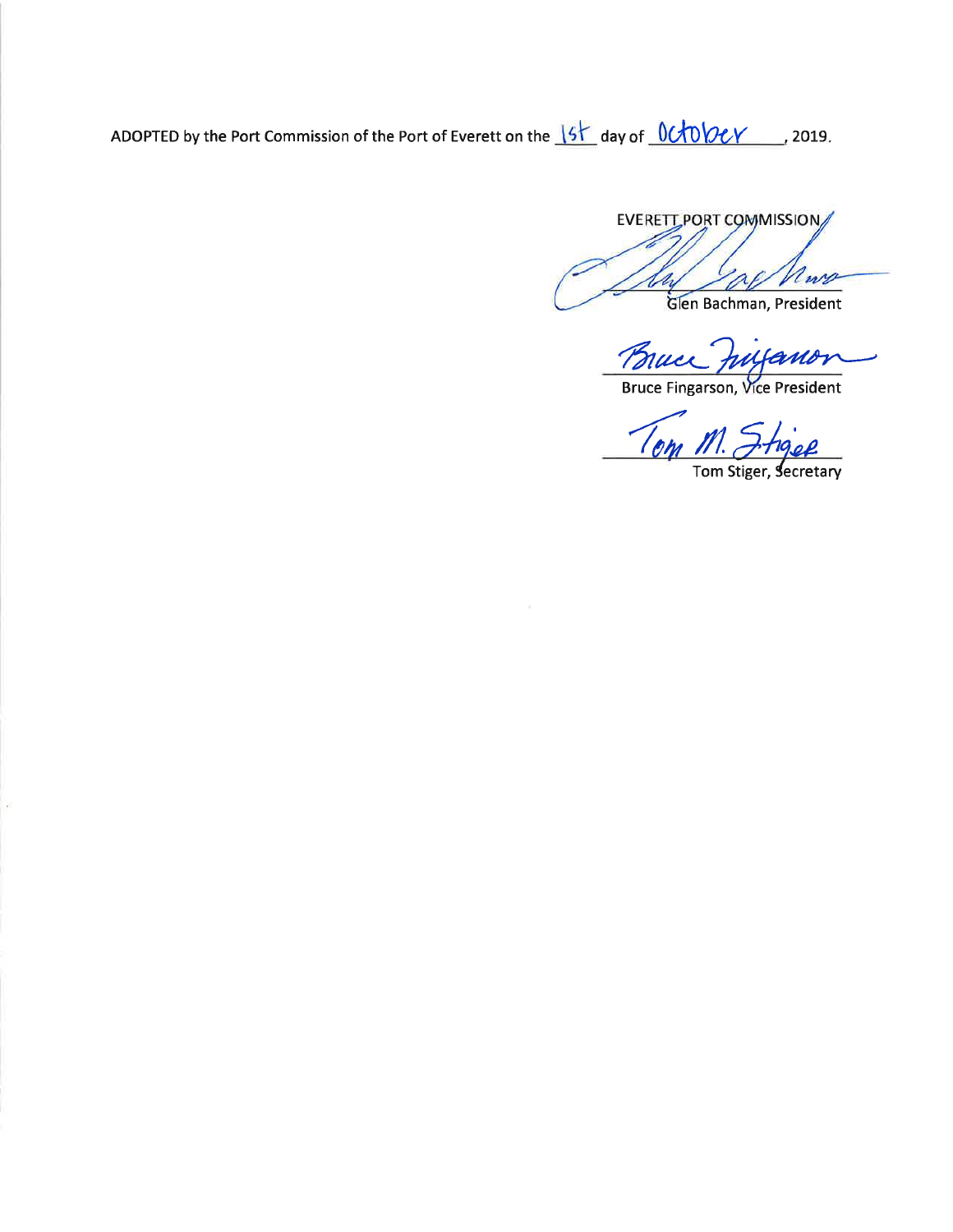ADOPTED by the Port Commission of the Port of Everett on the 1st day of October, 2019.

EVERETT PORT COMMISSION

Glen Bachman, President

Bruce Fingarson, Vice President

Tom Stiger, Secretary